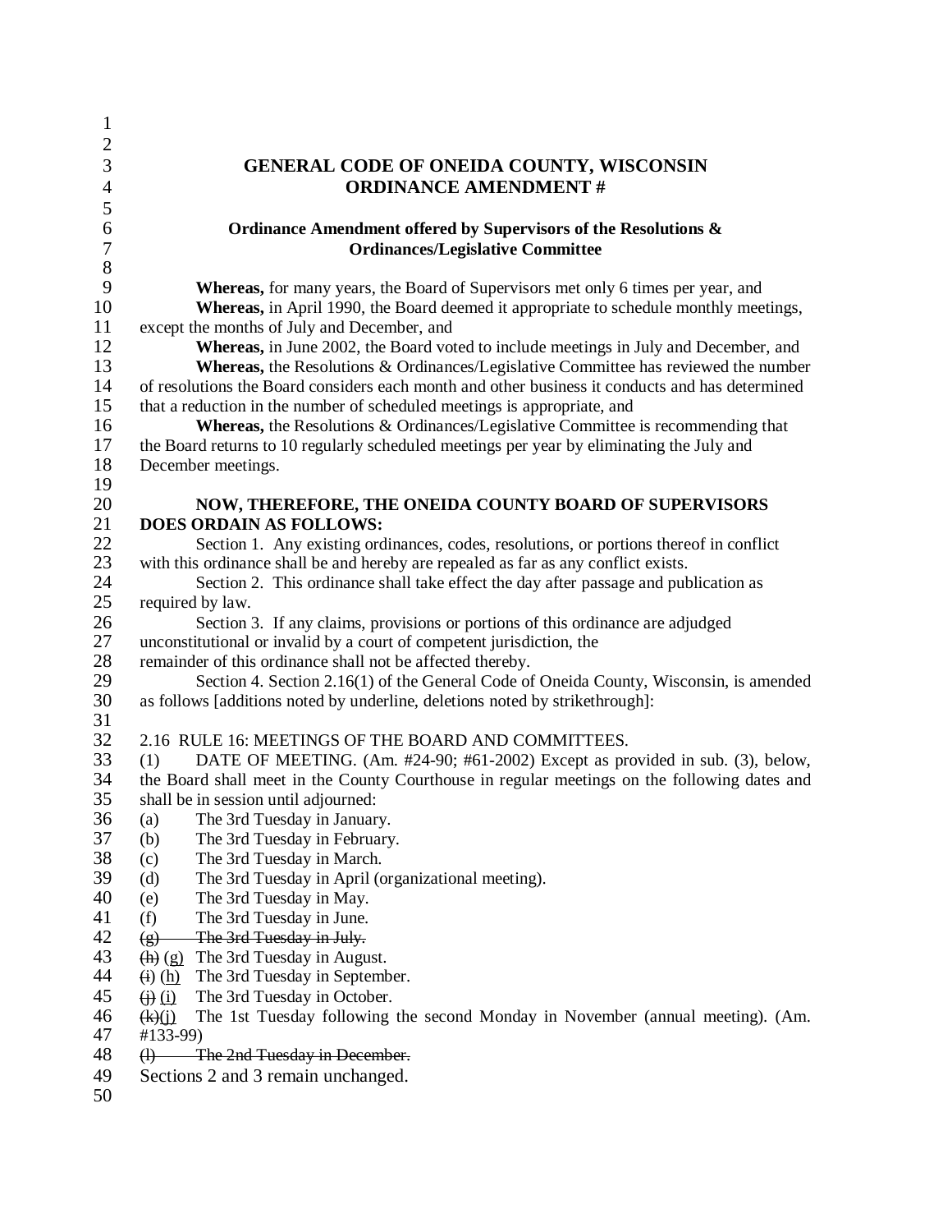# GENERAL CODE OF ONEIDA COUNTY, WISCONSIN
## ORDINANCE AMENDMENT #

### Ordinance Amendment offered by Supervisors of the Resolutions & Ordinances/Legislative Committee

**Whereas,** for many years, the Board of Supervisors met only 6 times per year, and

**Whereas,** in April 1990, the Board deemed it appropriate to schedule monthly meetings, except the months of July and December, and

**Whereas,** in June 2002, the Board voted to include meetings in July and December, and

**Whereas,** the Resolutions & Ordinances/Legislative Committee has reviewed the number of resolutions the Board considers each month and other business it conducts and has determined that a reduction in the number of scheduled meetings is appropriate, and

**Whereas,** the Resolutions & Ordinances/Legislative Committee is recommending that the Board returns to 10 regularly scheduled meetings per year by eliminating the July and December meetings.

**NOW, THEREFORE, THE ONEIDA COUNTY BOARD OF SUPERVISORS DOES ORDAIN AS FOLLOWS:**

Section 1. Any existing ordinances, codes, resolutions, or portions thereof in conflict with this ordinance shall be and hereby are repealed as far as any conflict exists.

Section 2. This ordinance shall take effect the day after passage and publication as required by law.

Section 3. If any claims, provisions or portions of this ordinance are adjudged unconstitutional or invalid by a court of competent jurisdiction, the remainder of this ordinance shall not be affected thereby.

Section 4. Section 2.16(1) of the General Code of Oneida County, Wisconsin, is amended as follows [additions noted by underline, deletions noted by strikethrough]:

2.16 RULE 16: MEETINGS OF THE BOARD AND COMMITTEES.

(1) DATE OF MEETING. (Am. #24-90; #61-2002) Except as provided in sub. (3), below, the Board shall meet in the County Courthouse in regular meetings on the following dates and shall be in session until adjourned:

(a) The 3rd Tuesday in January.
(b) The 3rd Tuesday in February.
(c) The 3rd Tuesday in March.
(d) The 3rd Tuesday in April (organizational meeting).
(e) The 3rd Tuesday in May.
(f) The 3rd Tuesday in June.
~~(g) The 3rd Tuesday in July.~~
~~(h)~~ <u>(g)</u> The 3rd Tuesday in August.
~~(i)~~ <u>(h)</u> The 3rd Tuesday in September.
~~(j)~~ <u>(i)</u> The 3rd Tuesday in October.
~~(k)~~<u>(j)</u> The 1st Tuesday following the second Monday in November (annual meeting). (Am. #133-99)
~~(l) The 2nd Tuesday in December.~~

Sections 2 and 3 remain unchanged.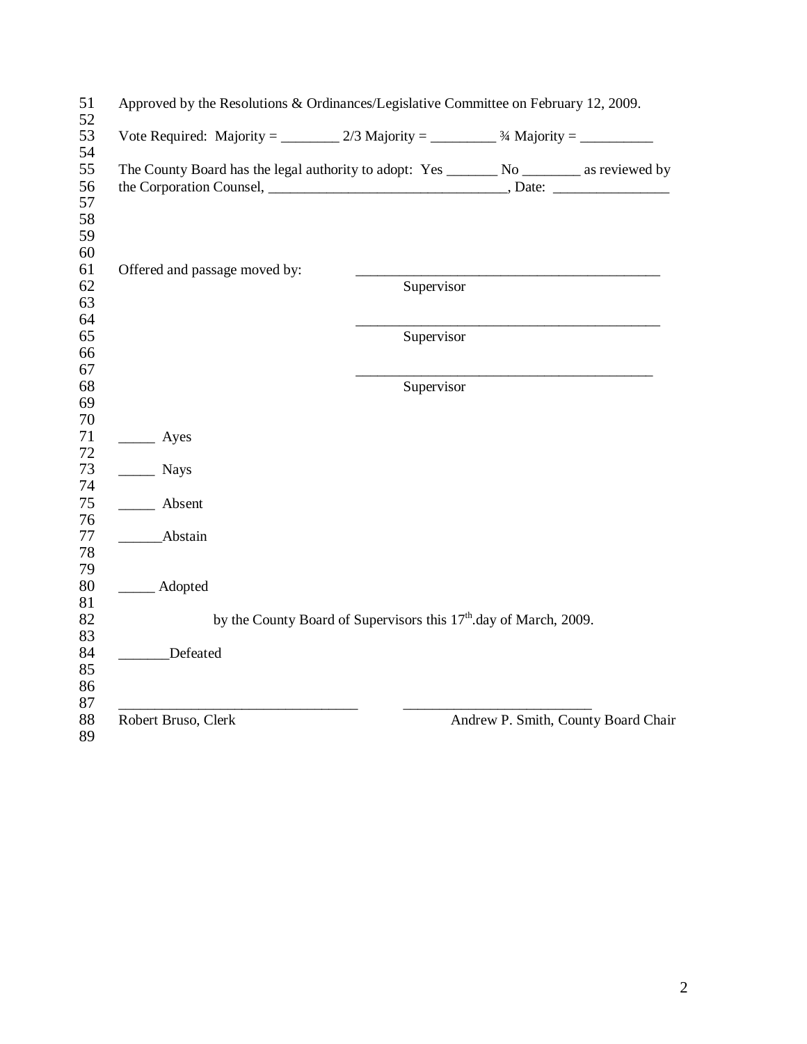Approved by the Resolutions & Ordinances/Legislative Committee on February 12, 2009.

Vote Required: Majority = ________ 2/3 Majority = _________ ¾ Majority = __________

The County Board has the legal authority to adopt: Yes _______ No ________ as reviewed by the Corporation Counsel, ________________________________, Date: ________________

Offered and passage moved by: __________________________________________
Supervisor

__________________________________________
Supervisor

__________________________________________
Supervisor

_____ Ayes

_____ Nays

_____ Absent

______Abstain

_____ Adopted

by the County Board of Supervisors this 17th.day of March, 2009.

_______Defeated

________________________________ ________________________

Robert Bruso, Clerk Andrew P. Smith, County Board Chair